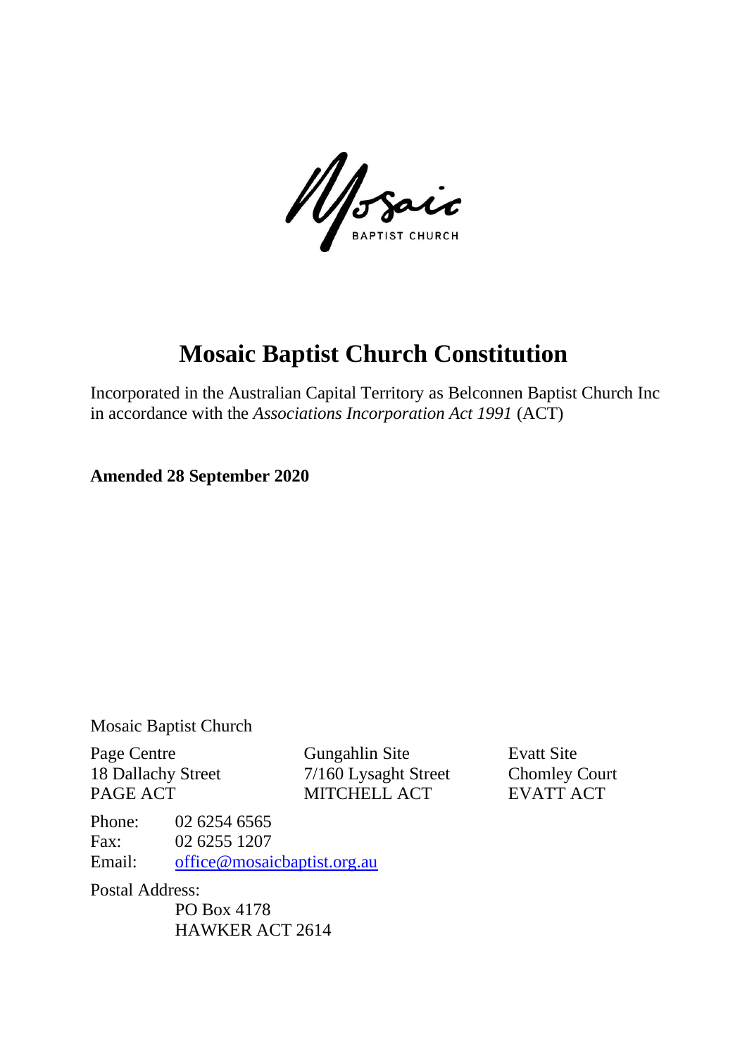Mosaic

BAPTIST CHURCH

# Mosaic Baptist Church Constitution

Incorporated in the Australian Capital Territory as Belconnen Baptist Church Inc in accordance with the *Associations Incorporation Act 1991* (ACT)

**Amended 28 September 2020**

Mosaic Baptist Church

Page Centre
18 Dallachy Street
PAGE ACT

Gungahlin Site
7/160 Lysaght Street
MITCHELL ACT

Evatt Site
Chomley Court
EVATT ACT

Phone: 02 6254 6565
Fax: 02 6255 1207
Email: office@mosaicbaptist.org.au

Postal Address:
PO Box 4178
HAWKER ACT 2614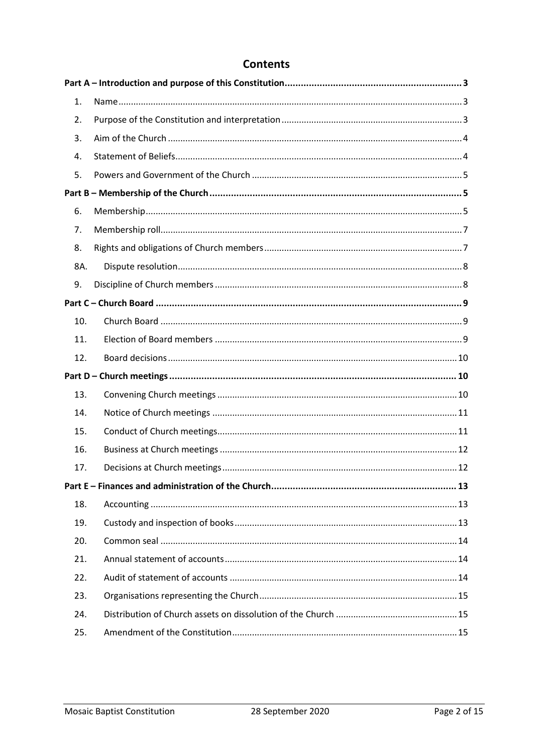# Contents

**Part A – Introduction and purpose of this Constitution** ..... 3

1. Name ..... 3
2. Purpose of the Constitution and interpretation ..... 3
3. Aim of the Church ..... 4
4. Statement of Beliefs ..... 4
5. Powers and Government of the Church ..... 5

**Part B – Membership of the Church** ..... 5

6. Membership ..... 5
7. Membership roll ..... 7
8. Rights and obligations of Church members ..... 7

8A. Dispute resolution ..... 8

9. Discipline of Church members ..... 8

**Part C – Church Board** ..... 9

10. Church Board ..... 9
11. Election of Board members ..... 9
12. Board decisions ..... 10

**Part D – Church meetings** ..... 10

13. Convening Church meetings ..... 10
14. Notice of Church meetings ..... 11
15. Conduct of Church meetings ..... 11
16. Business at Church meetings ..... 12
17. Decisions at Church meetings ..... 12

**Part E – Finances and administration of the Church** ..... 13

18. Accounting ..... 13
19. Custody and inspection of books ..... 13
20. Common seal ..... 14
21. Annual statement of accounts ..... 14
22. Audit of statement of accounts ..... 14
23. Organisations representing the Church ..... 15
24. Distribution of Church assets on dissolution of the Church ..... 15
25. Amendment of the Constitution ..... 15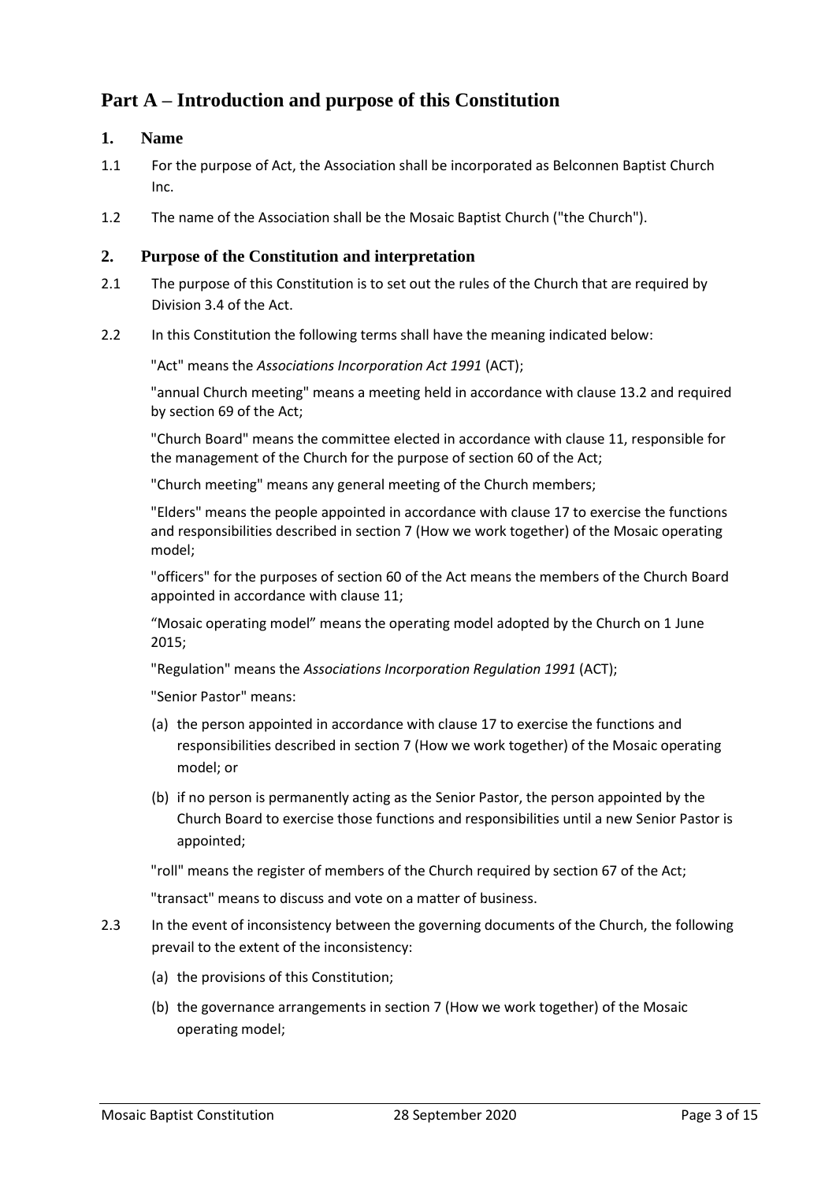## Part A – Introduction and purpose of this Constitution

### 1. Name

1.1 For the purpose of Act, the Association shall be incorporated as Belconnen Baptist Church Inc.

1.2 The name of the Association shall be the Mosaic Baptist Church ("the Church").

### 2. Purpose of the Constitution and interpretation

2.1 The purpose of this Constitution is to set out the rules of the Church that are required by Division 3.4 of the Act.

2.2 In this Constitution the following terms shall have the meaning indicated below:

"Act" means the *Associations Incorporation Act 1991* (ACT);

"annual Church meeting" means a meeting held in accordance with clause 13.2 and required by section 69 of the Act;

"Church Board" means the committee elected in accordance with clause 11, responsible for the management of the Church for the purpose of section 60 of the Act;

"Church meeting" means any general meeting of the Church members;

"Elders" means the people appointed in accordance with clause 17 to exercise the functions and responsibilities described in section 7 (How we work together) of the Mosaic operating model;

"officers" for the purposes of section 60 of the Act means the members of the Church Board appointed in accordance with clause 11;

"Mosaic operating model" means the operating model adopted by the Church on 1 June 2015;

"Regulation" means the *Associations Incorporation Regulation 1991* (ACT);

"Senior Pastor" means:

(a) the person appointed in accordance with clause 17 to exercise the functions and responsibilities described in section 7 (How we work together) of the Mosaic operating model; or

(b) if no person is permanently acting as the Senior Pastor, the person appointed by the Church Board to exercise those functions and responsibilities until a new Senior Pastor is appointed;

"roll" means the register of members of the Church required by section 67 of the Act;

"transact" means to discuss and vote on a matter of business.

2.3 In the event of inconsistency between the governing documents of the Church, the following prevail to the extent of the inconsistency:

(a) the provisions of this Constitution;

(b) the governance arrangements in section 7 (How we work together) of the Mosaic operating model;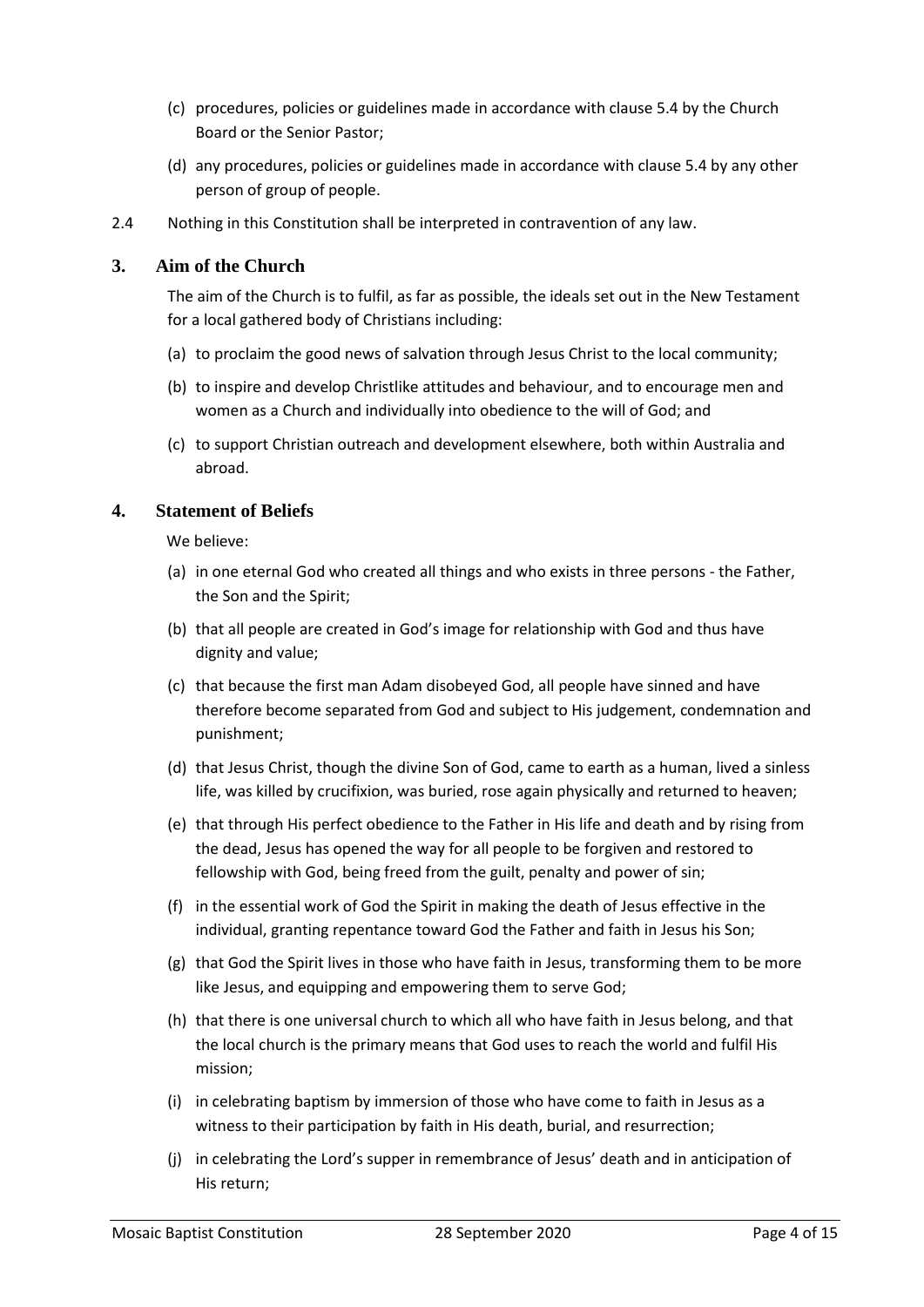(c) procedures, policies or guidelines made in accordance with clause 5.4 by the Church Board or the Senior Pastor;

(d) any procedures, policies or guidelines made in accordance with clause 5.4 by any other person of group of people.

2.4 Nothing in this Constitution shall be interpreted in contravention of any law.

## 3. Aim of the Church

The aim of the Church is to fulfil, as far as possible, the ideals set out in the New Testament for a local gathered body of Christians including:

(a) to proclaim the good news of salvation through Jesus Christ to the local community;

(b) to inspire and develop Christlike attitudes and behaviour, and to encourage men and women as a Church and individually into obedience to the will of God; and

(c) to support Christian outreach and development elsewhere, both within Australia and abroad.

## 4. Statement of Beliefs

We believe:

(a) in one eternal God who created all things and who exists in three persons - the Father, the Son and the Spirit;

(b) that all people are created in God's image for relationship with God and thus have dignity and value;

(c) that because the first man Adam disobeyed God, all people have sinned and have therefore become separated from God and subject to His judgement, condemnation and punishment;

(d) that Jesus Christ, though the divine Son of God, came to earth as a human, lived a sinless life, was killed by crucifixion, was buried, rose again physically and returned to heaven;

(e) that through His perfect obedience to the Father in His life and death and by rising from the dead, Jesus has opened the way for all people to be forgiven and restored to fellowship with God, being freed from the guilt, penalty and power of sin;

(f) in the essential work of God the Spirit in making the death of Jesus effective in the individual, granting repentance toward God the Father and faith in Jesus his Son;

(g) that God the Spirit lives in those who have faith in Jesus, transforming them to be more like Jesus, and equipping and empowering them to serve God;

(h) that there is one universal church to which all who have faith in Jesus belong, and that the local church is the primary means that God uses to reach the world and fulfil His mission;

(i) in celebrating baptism by immersion of those who have come to faith in Jesus as a witness to their participation by faith in His death, burial, and resurrection;

(j) in celebrating the Lord's supper in remembrance of Jesus' death and in anticipation of His return;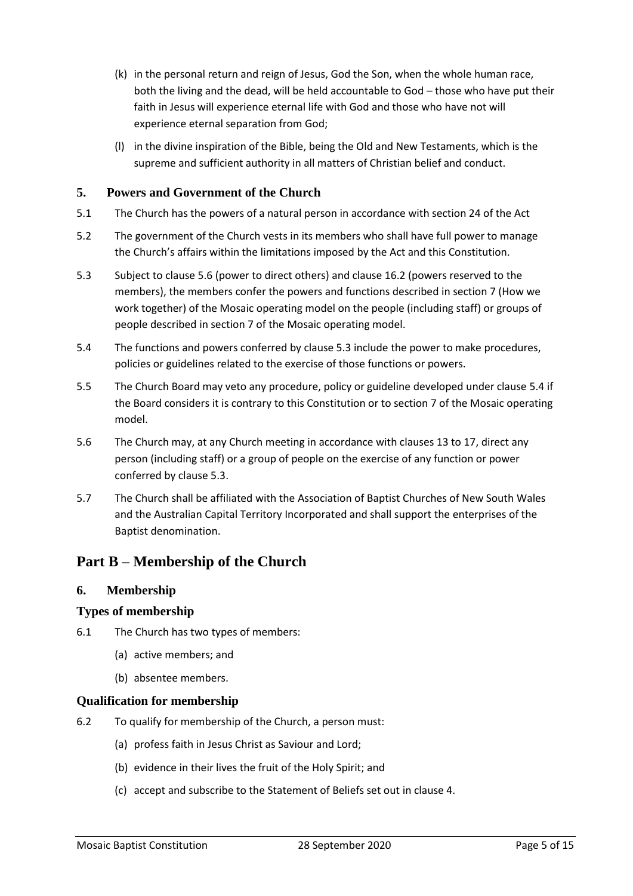(k) in the personal return and reign of Jesus, God the Son, when the whole human race, both the living and the dead, will be held accountable to God – those who have put their faith in Jesus will experience eternal life with God and those who have not will experience eternal separation from God;

(l) in the divine inspiration of the Bible, being the Old and New Testaments, which is the supreme and sufficient authority in all matters of Christian belief and conduct.

### 5. Powers and Government of the Church

5.1 The Church has the powers of a natural person in accordance with section 24 of the Act

5.2 The government of the Church vests in its members who shall have full power to manage the Church's affairs within the limitations imposed by the Act and this Constitution.

5.3 Subject to clause 5.6 (power to direct others) and clause 16.2 (powers reserved to the members), the members confer the powers and functions described in section 7 (How we work together) of the Mosaic operating model on the people (including staff) or groups of people described in section 7 of the Mosaic operating model.

5.4 The functions and powers conferred by clause 5.3 include the power to make procedures, policies or guidelines related to the exercise of those functions or powers.

5.5 The Church Board may veto any procedure, policy or guideline developed under clause 5.4 if the Board considers it is contrary to this Constitution or to section 7 of the Mosaic operating model.

5.6 The Church may, at any Church meeting in accordance with clauses 13 to 17, direct any person (including staff) or a group of people on the exercise of any function or power conferred by clause 5.3.

5.7 The Church shall be affiliated with the Association of Baptist Churches of New South Wales and the Australian Capital Territory Incorporated and shall support the enterprises of the Baptist denomination.

## Part B – Membership of the Church

### 6. Membership

#### Types of membership

6.1 The Church has two types of members:

(a) active members; and

(b) absentee members.

#### Qualification for membership

6.2 To qualify for membership of the Church, a person must:

(a) profess faith in Jesus Christ as Saviour and Lord;

(b) evidence in their lives the fruit of the Holy Spirit; and

(c) accept and subscribe to the Statement of Beliefs set out in clause 4.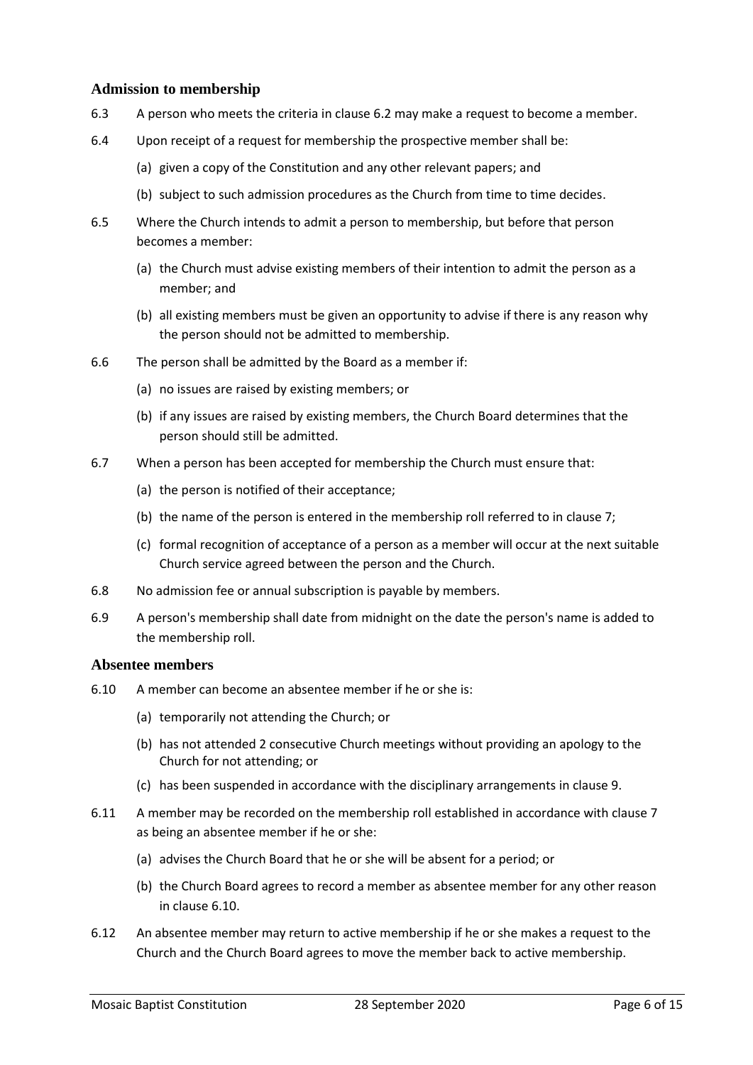## Admission to membership

6.3 A person who meets the criteria in clause 6.2 may make a request to become a member.

6.4 Upon receipt of a request for membership the prospective member shall be:

(a) given a copy of the Constitution and any other relevant papers; and

(b) subject to such admission procedures as the Church from time to time decides.

6.5 Where the Church intends to admit a person to membership, but before that person becomes a member:

(a) the Church must advise existing members of their intention to admit the person as a member; and

(b) all existing members must be given an opportunity to advise if there is any reason why the person should not be admitted to membership.

6.6 The person shall be admitted by the Board as a member if:

(a) no issues are raised by existing members; or

(b) if any issues are raised by existing members, the Church Board determines that the person should still be admitted.

6.7 When a person has been accepted for membership the Church must ensure that:

(a) the person is notified of their acceptance;

(b) the name of the person is entered in the membership roll referred to in clause 7;

(c) formal recognition of acceptance of a person as a member will occur at the next suitable Church service agreed between the person and the Church.

6.8 No admission fee or annual subscription is payable by members.

6.9 A person's membership shall date from midnight on the date the person's name is added to the membership roll.

## Absentee members

6.10 A member can become an absentee member if he or she is:

(a) temporarily not attending the Church; or

(b) has not attended 2 consecutive Church meetings without providing an apology to the Church for not attending; or

(c) has been suspended in accordance with the disciplinary arrangements in clause 9.

6.11 A member may be recorded on the membership roll established in accordance with clause 7 as being an absentee member if he or she:

(a) advises the Church Board that he or she will be absent for a period; or

(b) the Church Board agrees to record a member as absentee member for any other reason in clause 6.10.

6.12 An absentee member may return to active membership if he or she makes a request to the Church and the Church Board agrees to move the member back to active membership.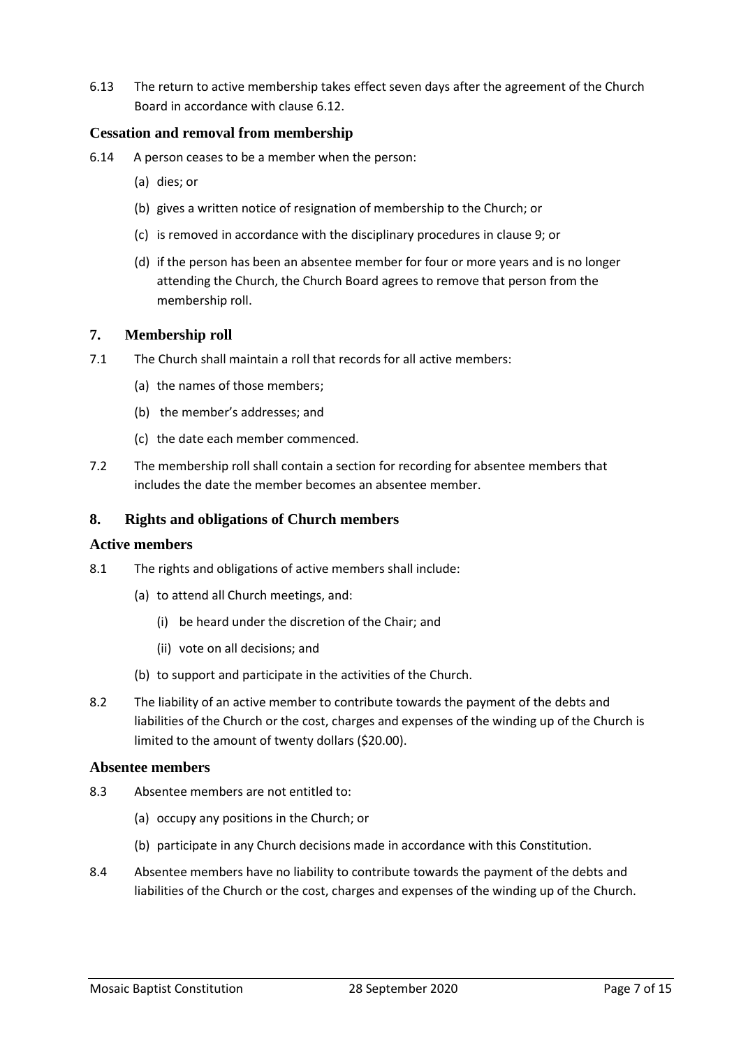6.13 The return to active membership takes effect seven days after the agreement of the Church Board in accordance with clause 6.12.

### Cessation and removal from membership

6.14 A person ceases to be a member when the person:

(a) dies; or

(b) gives a written notice of resignation of membership to the Church; or

(c) is removed in accordance with the disciplinary procedures in clause 9; or

(d) if the person has been an absentee member for four or more years and is no longer attending the Church, the Church Board agrees to remove that person from the membership roll.

## 7. Membership roll

7.1 The Church shall maintain a roll that records for all active members:

(a) the names of those members;

(b) the member's addresses; and

(c) the date each member commenced.

7.2 The membership roll shall contain a section for recording for absentee members that includes the date the member becomes an absentee member.

## 8. Rights and obligations of Church members

### Active members

8.1 The rights and obligations of active members shall include:

(a) to attend all Church meetings, and:

(i) be heard under the discretion of the Chair; and

(ii) vote on all decisions; and

(b) to support and participate in the activities of the Church.

8.2 The liability of an active member to contribute towards the payment of the debts and liabilities of the Church or the cost, charges and expenses of the winding up of the Church is limited to the amount of twenty dollars ($20.00).

### Absentee members

8.3 Absentee members are not entitled to:

(a) occupy any positions in the Church; or

(b) participate in any Church decisions made in accordance with this Constitution.

8.4 Absentee members have no liability to contribute towards the payment of the debts and liabilities of the Church or the cost, charges and expenses of the winding up of the Church.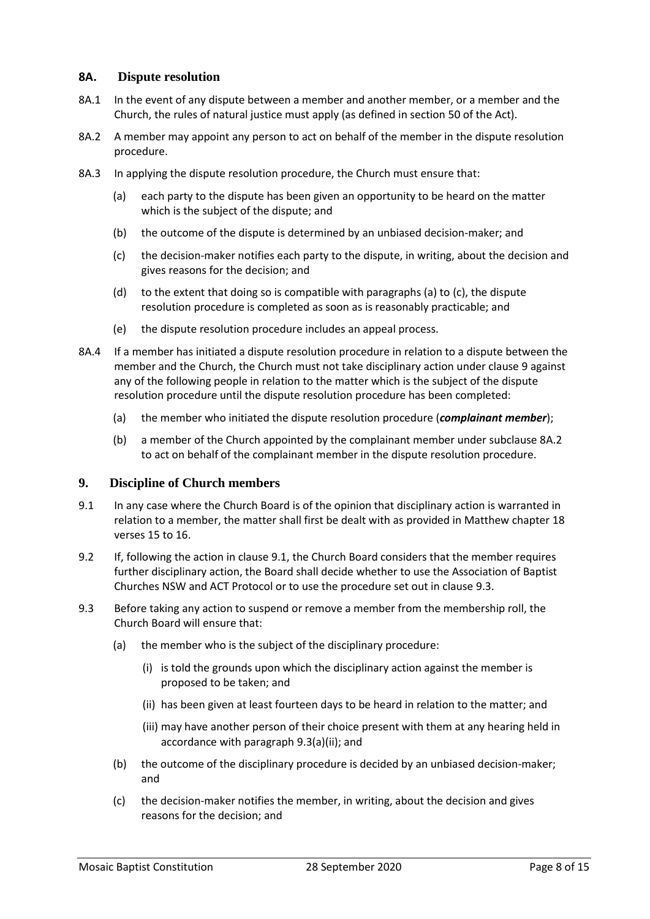## 8A. Dispute resolution

8A.1 In the event of any dispute between a member and another member, or a member and the Church, the rules of natural justice must apply (as defined in section 50 of the Act).

8A.2 A member may appoint any person to act on behalf of the member in the dispute resolution procedure.

8A.3 In applying the dispute resolution procedure, the Church must ensure that:

(a) each party to the dispute has been given an opportunity to be heard on the matter which is the subject of the dispute; and

(b) the outcome of the dispute is determined by an unbiased decision-maker; and

(c) the decision-maker notifies each party to the dispute, in writing, about the decision and gives reasons for the decision; and

(d) to the extent that doing so is compatible with paragraphs (a) to (c), the dispute resolution procedure is completed as soon as is reasonably practicable; and

(e) the dispute resolution procedure includes an appeal process.

8A.4 If a member has initiated a dispute resolution procedure in relation to a dispute between the member and the Church, the Church must not take disciplinary action under clause 9 against any of the following people in relation to the matter which is the subject of the dispute resolution procedure until the dispute resolution procedure has been completed:

(a) the member who initiated the dispute resolution procedure (***complainant member***);

(b) a member of the Church appointed by the complainant member under subclause 8A.2 to act on behalf of the complainant member in the dispute resolution procedure.

## 9. Discipline of Church members

9.1 In any case where the Church Board is of the opinion that disciplinary action is warranted in relation to a member, the matter shall first be dealt with as provided in Matthew chapter 18 verses 15 to 16.

9.2 If, following the action in clause 9.1, the Church Board considers that the member requires further disciplinary action, the Board shall decide whether to use the Association of Baptist Churches NSW and ACT Protocol or to use the procedure set out in clause 9.3.

9.3 Before taking any action to suspend or remove a member from the membership roll, the Church Board will ensure that:

(a) the member who is the subject of the disciplinary procedure:

(i) is told the grounds upon which the disciplinary action against the member is proposed to be taken; and

(ii) has been given at least fourteen days to be heard in relation to the matter; and

(iii) may have another person of their choice present with them at any hearing held in accordance with paragraph 9.3(a)(ii); and

(b) the outcome of the disciplinary procedure is decided by an unbiased decision-maker; and

(c) the decision-maker notifies the member, in writing, about the decision and gives reasons for the decision; and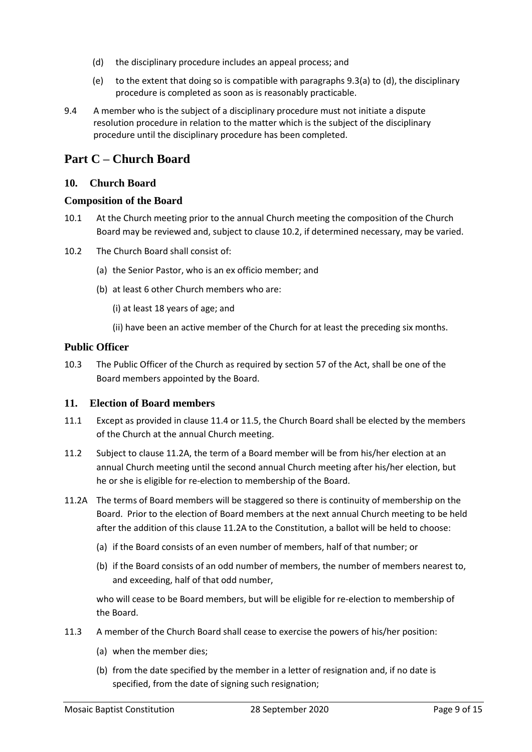(d) the disciplinary procedure includes an appeal process; and

(e) to the extent that doing so is compatible with paragraphs 9.3(a) to (d), the disciplinary procedure is completed as soon as is reasonably practicable.

9.4 A member who is the subject of a disciplinary procedure must not initiate a dispute resolution procedure in relation to the matter which is the subject of the disciplinary procedure until the disciplinary procedure has been completed.

# Part C – Church Board

## 10. Church Board

### Composition of the Board

10.1 At the Church meeting prior to the annual Church meeting the composition of the Church Board may be reviewed and, subject to clause 10.2, if determined necessary, may be varied.

10.2 The Church Board shall consist of:

(a) the Senior Pastor, who is an ex officio member; and

(b) at least 6 other Church members who are:

(i) at least 18 years of age; and

(ii) have been an active member of the Church for at least the preceding six months.

### Public Officer

10.3 The Public Officer of the Church as required by section 57 of the Act, shall be one of the Board members appointed by the Board.

## 11. Election of Board members

11.1 Except as provided in clause 11.4 or 11.5, the Church Board shall be elected by the members of the Church at the annual Church meeting.

11.2 Subject to clause 11.2A, the term of a Board member will be from his/her election at an annual Church meeting until the second annual Church meeting after his/her election, but he or she is eligible for re-election to membership of the Board.

11.2A The terms of Board members will be staggered so there is continuity of membership on the Board. Prior to the election of Board members at the next annual Church meeting to be held after the addition of this clause 11.2A to the Constitution, a ballot will be held to choose:

(a) if the Board consists of an even number of members, half of that number; or

(b) if the Board consists of an odd number of members, the number of members nearest to, and exceeding, half of that odd number,

who will cease to be Board members, but will be eligible for re-election to membership of the Board.

11.3 A member of the Church Board shall cease to exercise the powers of his/her position:

(a) when the member dies;

(b) from the date specified by the member in a letter of resignation and, if no date is specified, from the date of signing such resignation;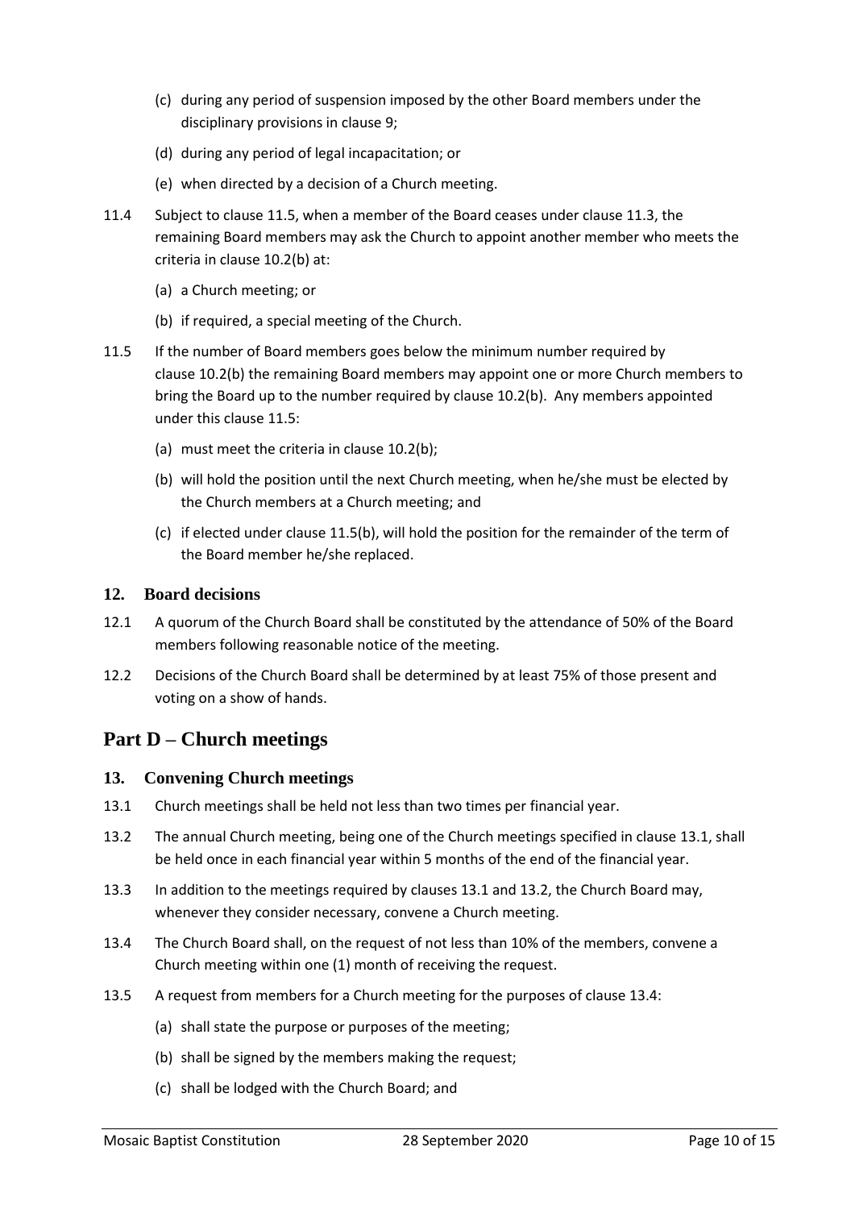(c) during any period of suspension imposed by the other Board members under the disciplinary provisions in clause 9;

(d) during any period of legal incapacitation; or

(e) when directed by a decision of a Church meeting.

11.4 Subject to clause 11.5, when a member of the Board ceases under clause 11.3, the remaining Board members may ask the Church to appoint another member who meets the criteria in clause 10.2(b) at:

(a) a Church meeting; or

(b) if required, a special meeting of the Church.

11.5 If the number of Board members goes below the minimum number required by clause 10.2(b) the remaining Board members may appoint one or more Church members to bring the Board up to the number required by clause 10.2(b). Any members appointed under this clause 11.5:

(a) must meet the criteria in clause 10.2(b);

(b) will hold the position until the next Church meeting, when he/she must be elected by the Church members at a Church meeting; and

(c) if elected under clause 11.5(b), will hold the position for the remainder of the term of the Board member he/she replaced.

### 12. Board decisions

12.1 A quorum of the Church Board shall be constituted by the attendance of 50% of the Board members following reasonable notice of the meeting.

12.2 Decisions of the Church Board shall be determined by at least 75% of those present and voting on a show of hands.

## Part D – Church meetings

### 13. Convening Church meetings

13.1 Church meetings shall be held not less than two times per financial year.

13.2 The annual Church meeting, being one of the Church meetings specified in clause 13.1, shall be held once in each financial year within 5 months of the end of the financial year.

13.3 In addition to the meetings required by clauses 13.1 and 13.2, the Church Board may, whenever they consider necessary, convene a Church meeting.

13.4 The Church Board shall, on the request of not less than 10% of the members, convene a Church meeting within one (1) month of receiving the request.

13.5 A request from members for a Church meeting for the purposes of clause 13.4:

(a) shall state the purpose or purposes of the meeting;

(b) shall be signed by the members making the request;

(c) shall be lodged with the Church Board; and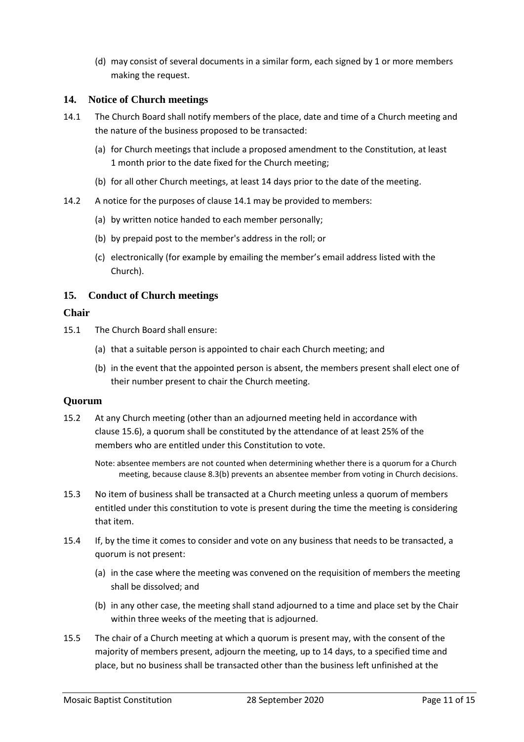(d) may consist of several documents in a similar form, each signed by 1 or more members making the request.

## 14. Notice of Church meetings

14.1 The Church Board shall notify members of the place, date and time of a Church meeting and the nature of the business proposed to be transacted:

(a) for Church meetings that include a proposed amendment to the Constitution, at least 1 month prior to the date fixed for the Church meeting;

(b) for all other Church meetings, at least 14 days prior to the date of the meeting.

14.2 A notice for the purposes of clause 14.1 may be provided to members:

(a) by written notice handed to each member personally;

(b) by prepaid post to the member's address in the roll; or

(c) electronically (for example by emailing the member's email address listed with the Church).

## 15. Conduct of Church meetings

### Chair

15.1 The Church Board shall ensure:

(a) that a suitable person is appointed to chair each Church meeting; and

(b) in the event that the appointed person is absent, the members present shall elect one of their number present to chair the Church meeting.

### Quorum

15.2 At any Church meeting (other than an adjourned meeting held in accordance with clause 15.6), a quorum shall be constituted by the attendance of at least 25% of the members who are entitled under this Constitution to vote.

Note: absentee members are not counted when determining whether there is a quorum for a Church meeting, because clause 8.3(b) prevents an absentee member from voting in Church decisions.

15.3 No item of business shall be transacted at a Church meeting unless a quorum of members entitled under this constitution to vote is present during the time the meeting is considering that item.

15.4 If, by the time it comes to consider and vote on any business that needs to be transacted, a quorum is not present:

(a) in the case where the meeting was convened on the requisition of members the meeting shall be dissolved; and

(b) in any other case, the meeting shall stand adjourned to a time and place set by the Chair within three weeks of the meeting that is adjourned.

15.5 The chair of a Church meeting at which a quorum is present may, with the consent of the majority of members present, adjourn the meeting, up to 14 days, to a specified time and place, but no business shall be transacted other than the business left unfinished at the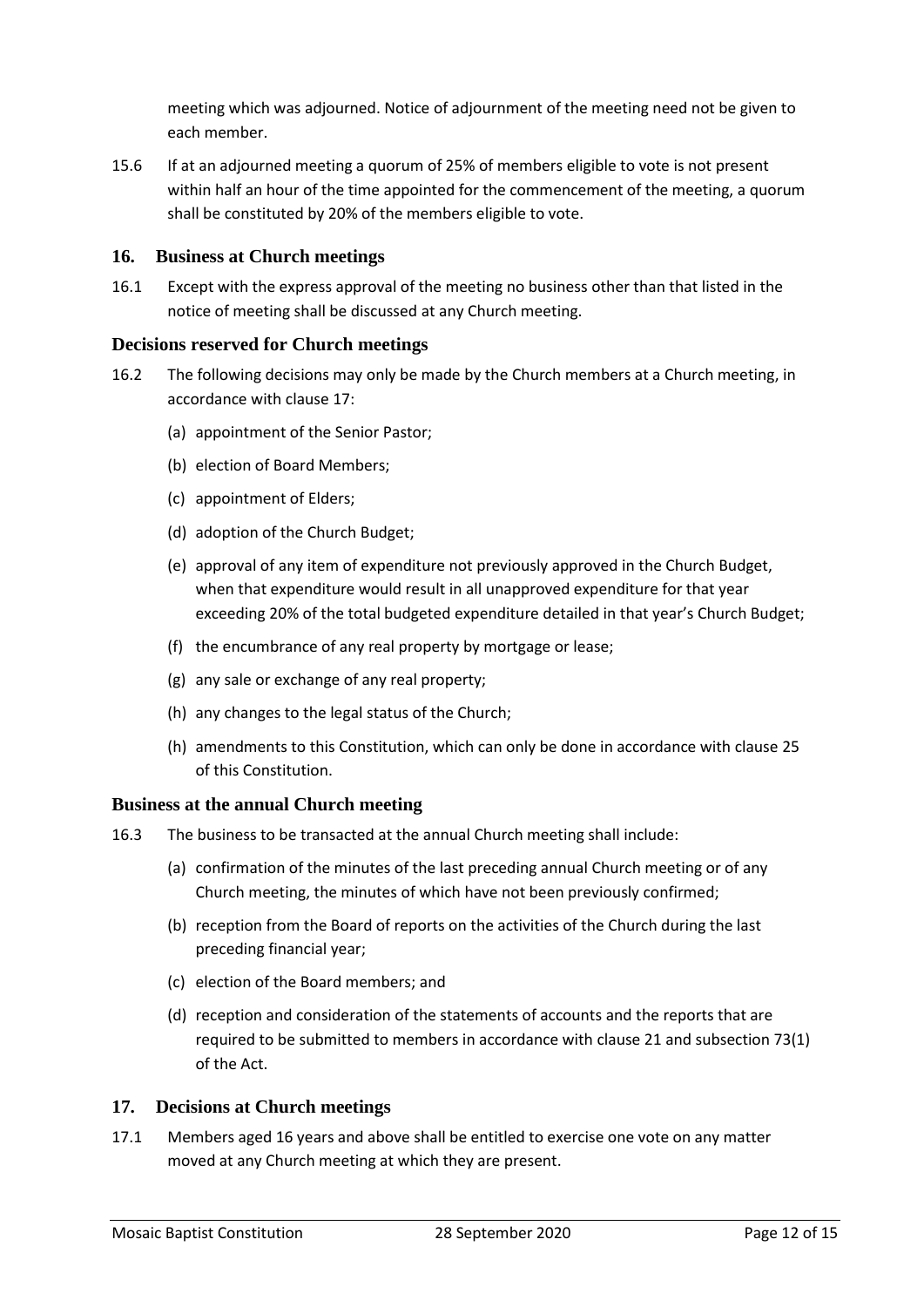meeting which was adjourned. Notice of adjournment of the meeting need not be given to each member.

15.6 If at an adjourned meeting a quorum of 25% of members eligible to vote is not present within half an hour of the time appointed for the commencement of the meeting, a quorum shall be constituted by 20% of the members eligible to vote.

## 16. Business at Church meetings

16.1 Except with the express approval of the meeting no business other than that listed in the notice of meeting shall be discussed at any Church meeting.

### Decisions reserved for Church meetings

16.2 The following decisions may only be made by the Church members at a Church meeting, in accordance with clause 17:

(a) appointment of the Senior Pastor;

(b) election of Board Members;

(c) appointment of Elders;

(d) adoption of the Church Budget;

(e) approval of any item of expenditure not previously approved in the Church Budget, when that expenditure would result in all unapproved expenditure for that year exceeding 20% of the total budgeted expenditure detailed in that year's Church Budget;

(f) the encumbrance of any real property by mortgage or lease;

(g) any sale or exchange of any real property;

(h) any changes to the legal status of the Church;

(h) amendments to this Constitution, which can only be done in accordance with clause 25 of this Constitution.

### Business at the annual Church meeting

16.3 The business to be transacted at the annual Church meeting shall include:

(a) confirmation of the minutes of the last preceding annual Church meeting or of any Church meeting, the minutes of which have not been previously confirmed;

(b) reception from the Board of reports on the activities of the Church during the last preceding financial year;

(c) election of the Board members; and

(d) reception and consideration of the statements of accounts and the reports that are required to be submitted to members in accordance with clause 21 and subsection 73(1) of the Act.

## 17. Decisions at Church meetings

17.1 Members aged 16 years and above shall be entitled to exercise one vote on any matter moved at any Church meeting at which they are present.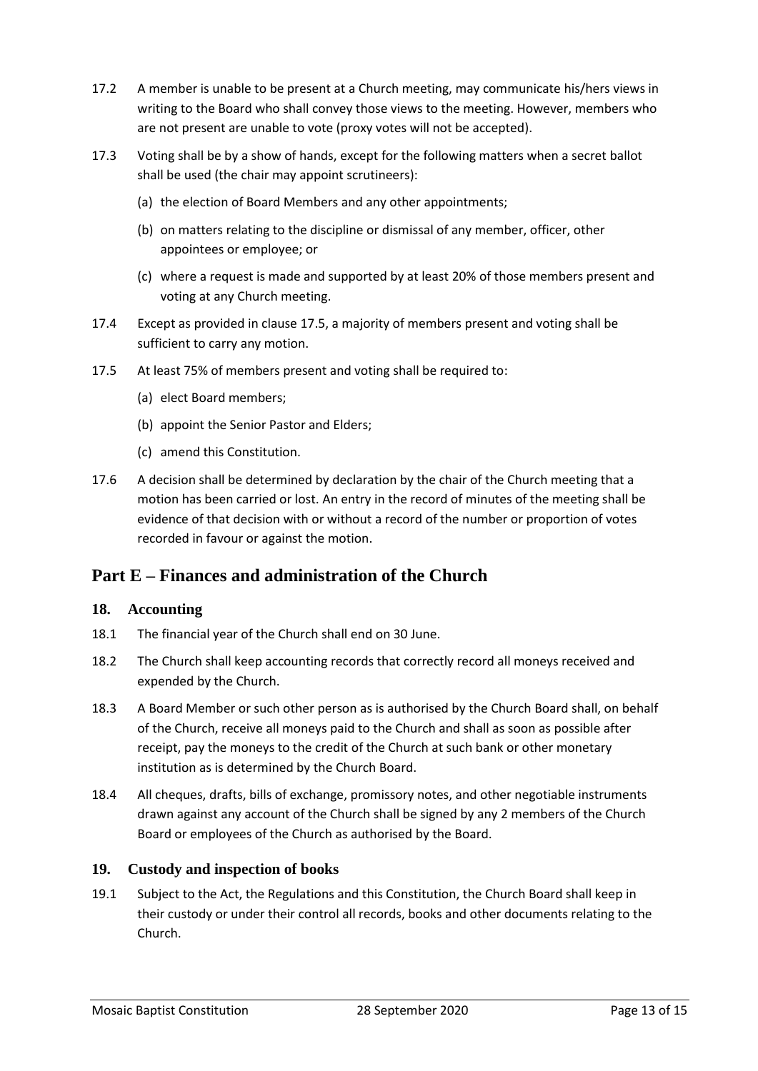17.2 A member is unable to be present at a Church meeting, may communicate his/hers views in writing to the Board who shall convey those views to the meeting. However, members who are not present are unable to vote (proxy votes will not be accepted).

17.3 Voting shall be by a show of hands, except for the following matters when a secret ballot shall be used (the chair may appoint scrutineers):

(a) the election of Board Members and any other appointments;

(b) on matters relating to the discipline or dismissal of any member, officer, other appointees or employee; or

(c) where a request is made and supported by at least 20% of those members present and voting at any Church meeting.

17.4 Except as provided in clause 17.5, a majority of members present and voting shall be sufficient to carry any motion.

17.5 At least 75% of members present and voting shall be required to:

(a) elect Board members;

(b) appoint the Senior Pastor and Elders;

(c) amend this Constitution.

17.6 A decision shall be determined by declaration by the chair of the Church meeting that a motion has been carried or lost. An entry in the record of minutes of the meeting shall be evidence of that decision with or without a record of the number or proportion of votes recorded in favour or against the motion.

## Part E – Finances and administration of the Church

### 18. Accounting

18.1 The financial year of the Church shall end on 30 June.

18.2 The Church shall keep accounting records that correctly record all moneys received and expended by the Church.

18.3 A Board Member or such other person as is authorised by the Church Board shall, on behalf of the Church, receive all moneys paid to the Church and shall as soon as possible after receipt, pay the moneys to the credit of the Church at such bank or other monetary institution as is determined by the Church Board.

18.4 All cheques, drafts, bills of exchange, promissory notes, and other negotiable instruments drawn against any account of the Church shall be signed by any 2 members of the Church Board or employees of the Church as authorised by the Board.

### 19. Custody and inspection of books

19.1 Subject to the Act, the Regulations and this Constitution, the Church Board shall keep in their custody or under their control all records, books and other documents relating to the Church.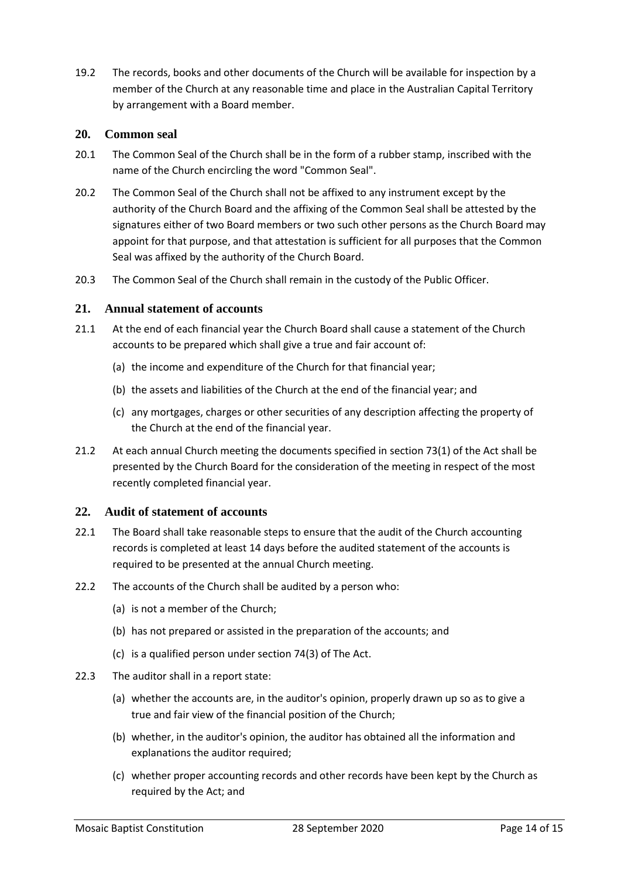19.2 The records, books and other documents of the Church will be available for inspection by a member of the Church at any reasonable time and place in the Australian Capital Territory by arrangement with a Board member.

## 20. Common seal

20.1 The Common Seal of the Church shall be in the form of a rubber stamp, inscribed with the name of the Church encircling the word "Common Seal".

20.2 The Common Seal of the Church shall not be affixed to any instrument except by the authority of the Church Board and the affixing of the Common Seal shall be attested by the signatures either of two Board members or two such other persons as the Church Board may appoint for that purpose, and that attestation is sufficient for all purposes that the Common Seal was affixed by the authority of the Church Board.

20.3 The Common Seal of the Church shall remain in the custody of the Public Officer.

## 21. Annual statement of accounts

21.1 At the end of each financial year the Church Board shall cause a statement of the Church accounts to be prepared which shall give a true and fair account of:

(a) the income and expenditure of the Church for that financial year;

(b) the assets and liabilities of the Church at the end of the financial year; and

(c) any mortgages, charges or other securities of any description affecting the property of the Church at the end of the financial year.

21.2 At each annual Church meeting the documents specified in section 73(1) of the Act shall be presented by the Church Board for the consideration of the meeting in respect of the most recently completed financial year.

## 22. Audit of statement of accounts

22.1 The Board shall take reasonable steps to ensure that the audit of the Church accounting records is completed at least 14 days before the audited statement of the accounts is required to be presented at the annual Church meeting.

22.2 The accounts of the Church shall be audited by a person who:

(a) is not a member of the Church;

(b) has not prepared or assisted in the preparation of the accounts; and

(c) is a qualified person under section 74(3) of The Act.

22.3 The auditor shall in a report state:

(a) whether the accounts are, in the auditor's opinion, properly drawn up so as to give a true and fair view of the financial position of the Church;

(b) whether, in the auditor's opinion, the auditor has obtained all the information and explanations the auditor required;

(c) whether proper accounting records and other records have been kept by the Church as required by the Act; and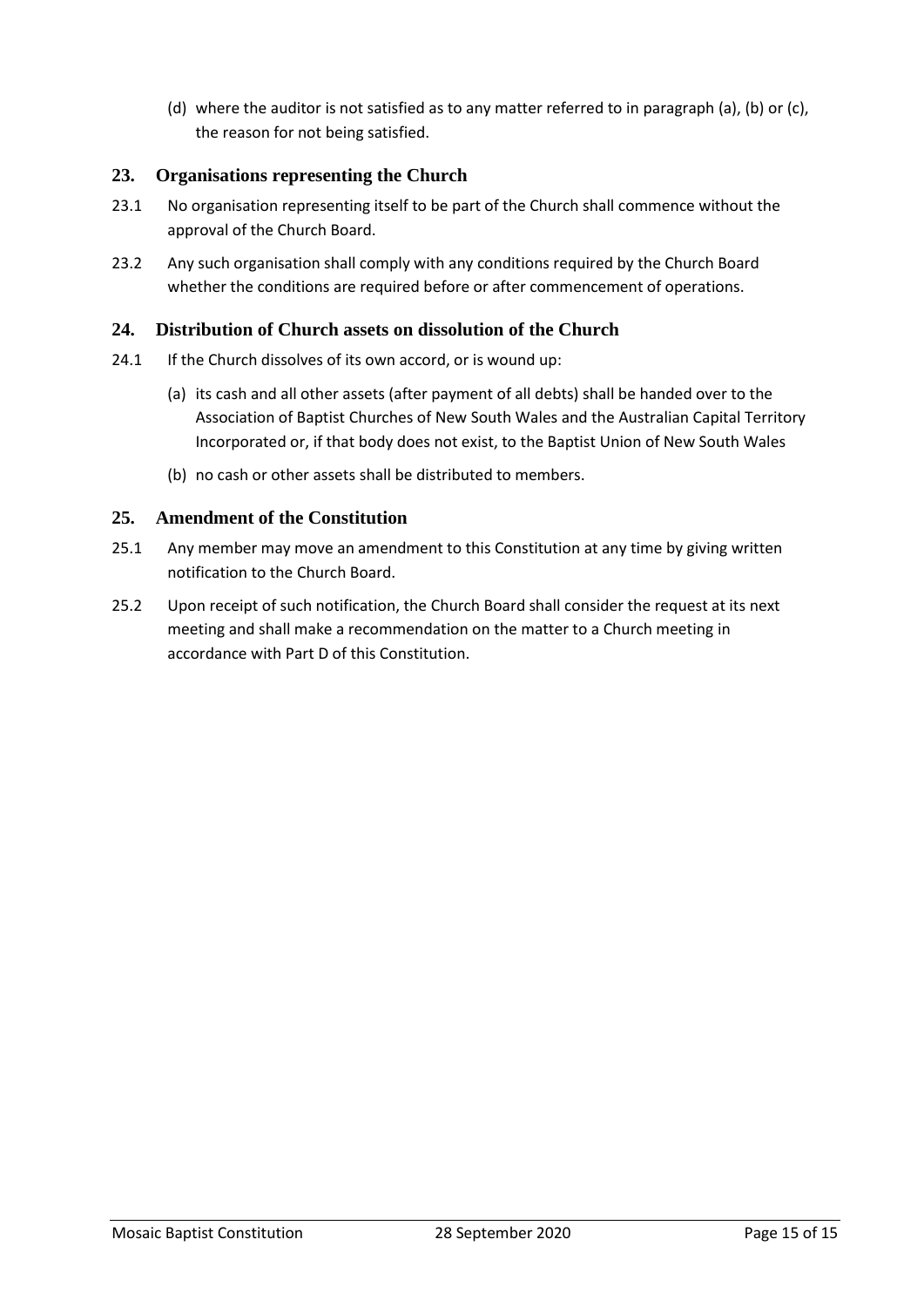(d) where the auditor is not satisfied as to any matter referred to in paragraph (a), (b) or (c), the reason for not being satisfied.

## 23. Organisations representing the Church

23.1 No organisation representing itself to be part of the Church shall commence without the approval of the Church Board.

23.2 Any such organisation shall comply with any conditions required by the Church Board whether the conditions are required before or after commencement of operations.

## 24. Distribution of Church assets on dissolution of the Church

24.1 If the Church dissolves of its own accord, or is wound up:

(a) its cash and all other assets (after payment of all debts) shall be handed over to the Association of Baptist Churches of New South Wales and the Australian Capital Territory Incorporated or, if that body does not exist, to the Baptist Union of New South Wales

(b) no cash or other assets shall be distributed to members.

## 25. Amendment of the Constitution

25.1 Any member may move an amendment to this Constitution at any time by giving written notification to the Church Board.

25.2 Upon receipt of such notification, the Church Board shall consider the request at its next meeting and shall make a recommendation on the matter to a Church meeting in accordance with Part D of this Constitution.